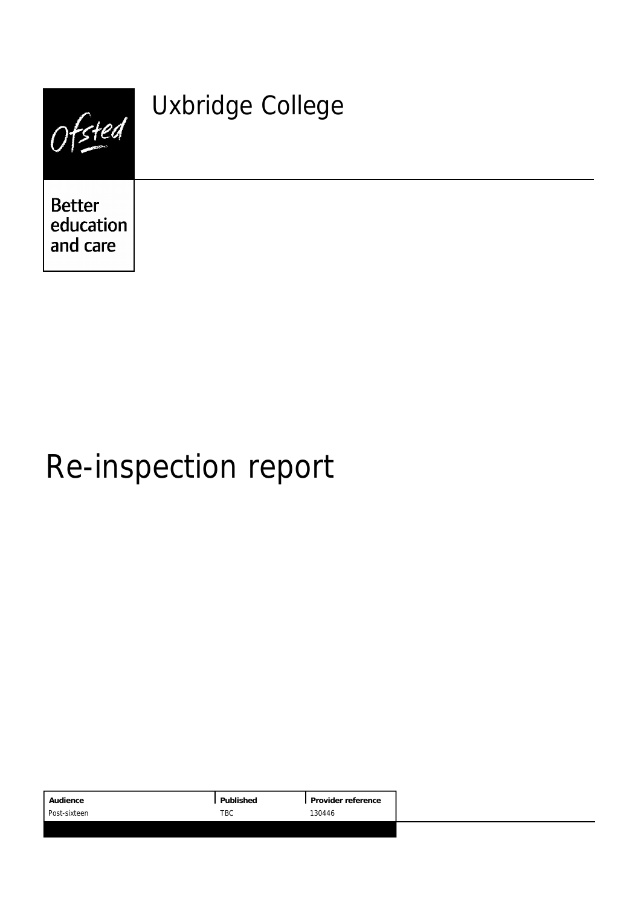Ofsted

Better education and care

# Uxbridge College

# Re-inspection report

| Audience | Published | Provider reference |
| --- | --- | --- |
| Post-sixteen | TBC | 130446 |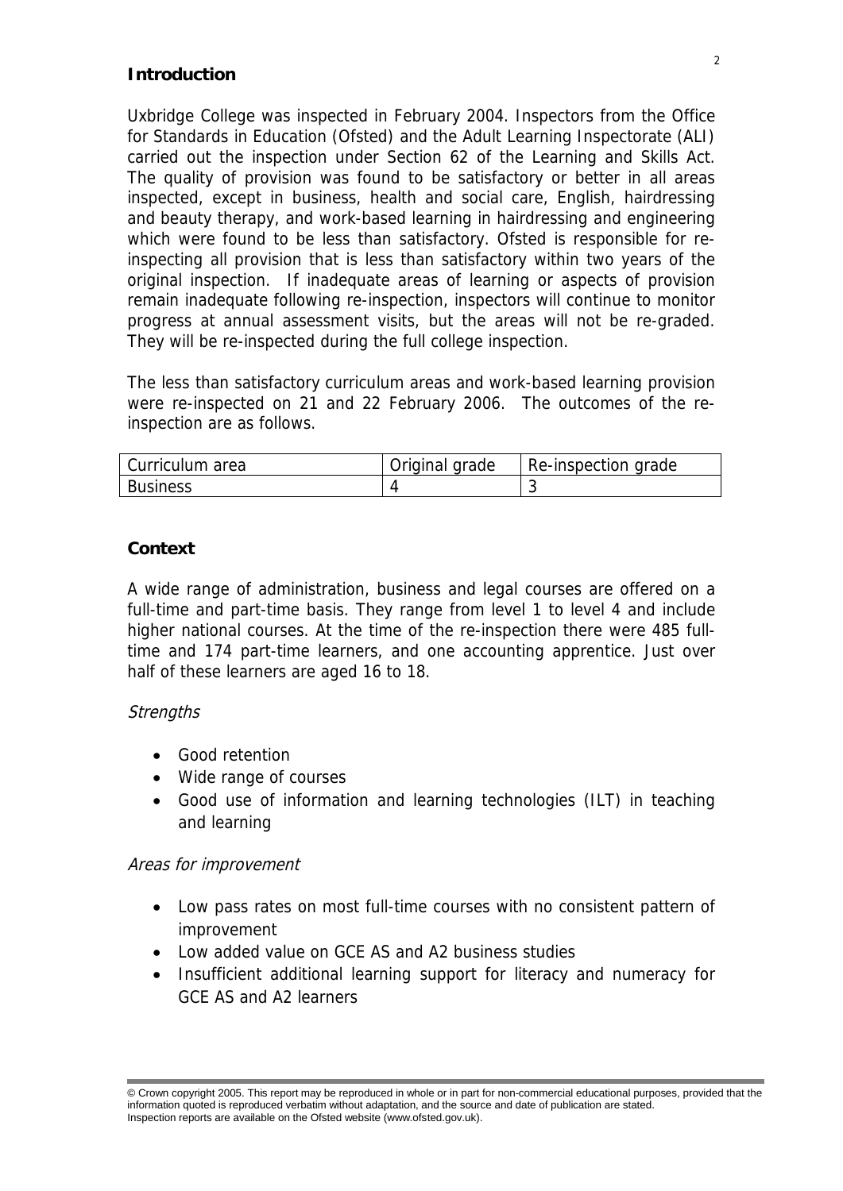## Introduction

Uxbridge College was inspected in February 2004. Inspectors from the Office for Standards in Education (Ofsted) and the Adult Learning Inspectorate (ALI) carried out the inspection under Section 62 of the Learning and Skills Act. The quality of provision was found to be satisfactory or better in all areas inspected, except in business, health and social care, English, hairdressing and beauty therapy, and work-based learning in hairdressing and engineering which were found to be less than satisfactory. Ofsted is responsible for re-inspecting all provision that is less than satisfactory within two years of the original inspection. If inadequate areas of learning or aspects of provision remain inadequate following re-inspection, inspectors will continue to monitor progress at annual assessment visits, but the areas will not be re-graded. They will be re-inspected during the full college inspection.

The less than satisfactory curriculum areas and work-based learning provision were re-inspected on 21 and 22 February 2006. The outcomes of the re-inspection are as follows.

| Curriculum area | Original grade | Re-inspection grade |
|---|---|---|
| Business | 4 | 3 |

## Context

A wide range of administration, business and legal courses are offered on a full-time and part-time basis. They range from level 1 to level 4 and include higher national courses. At the time of the re-inspection there were 485 full-time and 174 part-time learners, and one accounting apprentice. Just over half of these learners are aged 16 to 18.

*Strengths*

- Good retention
- Wide range of courses
- Good use of information and learning technologies (ILT) in teaching and learning

*Areas for improvement*

- Low pass rates on most full-time courses with no consistent pattern of improvement
- Low added value on GCE AS and A2 business studies
- Insufficient additional learning support for literacy and numeracy for GCE AS and A2 learners

© Crown copyright 2005. This report may be reproduced in whole or in part for non-commercial educational purposes, provided that the information quoted is reproduced verbatim without adaptation, and the source and date of publication are stated.
Inspection reports are available on the Ofsted website (www.ofsted.gov.uk).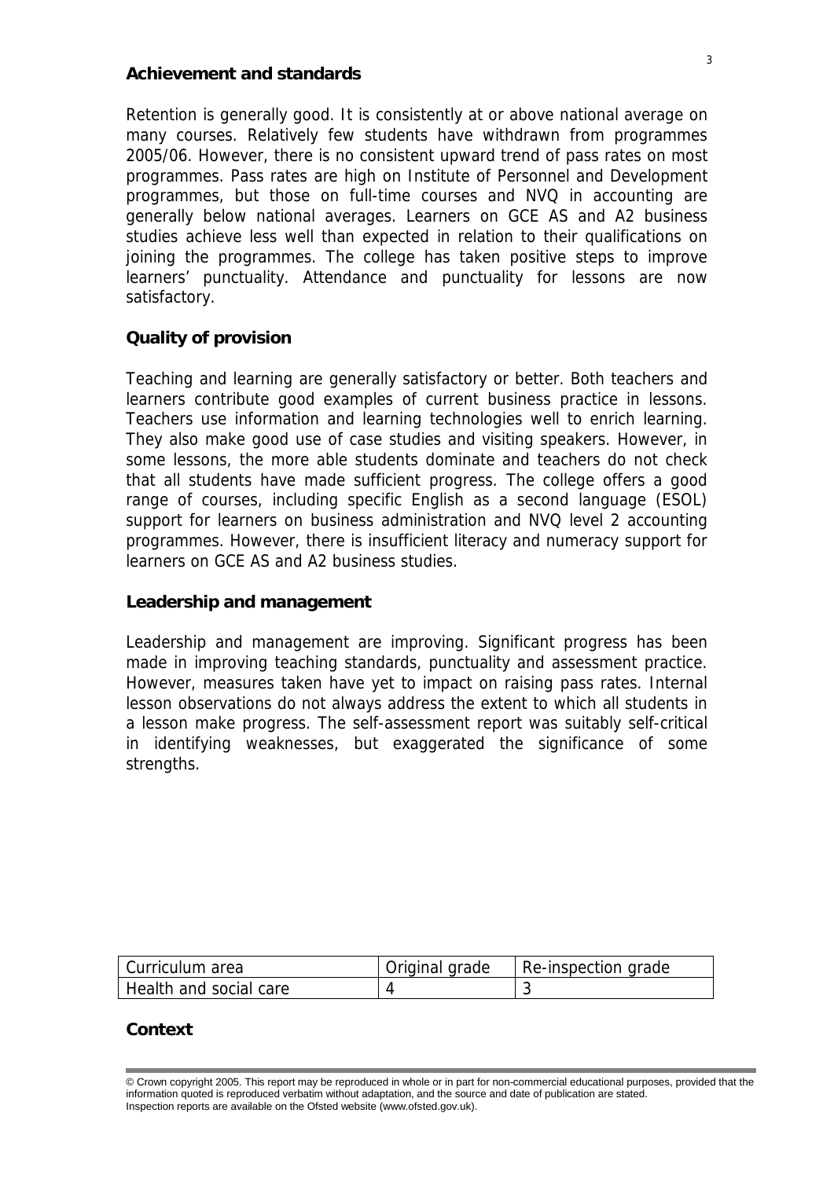**Achievement and standards**

Retention is generally good. It is consistently at or above national average on many courses. Relatively few students have withdrawn from programmes 2005/06. However, there is no consistent upward trend of pass rates on most programmes. Pass rates are high on Institute of Personnel and Development programmes, but those on full-time courses and NVQ in accounting are generally below national averages. Learners on GCE AS and A2 business studies achieve less well than expected in relation to their qualifications on joining the programmes. The college has taken positive steps to improve learners' punctuality. Attendance and punctuality for lessons are now satisfactory.

**Quality of provision**

Teaching and learning are generally satisfactory or better. Both teachers and learners contribute good examples of current business practice in lessons. Teachers use information and learning technologies well to enrich learning. They also make good use of case studies and visiting speakers. However, in some lessons, the more able students dominate and teachers do not check that all students have made sufficient progress. The college offers a good range of courses, including specific English as a second language (ESOL) support for learners on business administration and NVQ level 2 accounting programmes. However, there is insufficient literacy and numeracy support for learners on GCE AS and A2 business studies.

**Leadership and management**

Leadership and management are improving. Significant progress has been made in improving teaching standards, punctuality and assessment practice. However, measures taken have yet to impact on raising pass rates. Internal lesson observations do not always address the extent to which all students in a lesson make progress. The self-assessment report was suitably self-critical in identifying weaknesses, but exaggerated the significance of some strengths.

| Curriculum area | Original grade | Re-inspection grade |
|---|---|---|
| Health and social care | 4 | 3 |

**Context**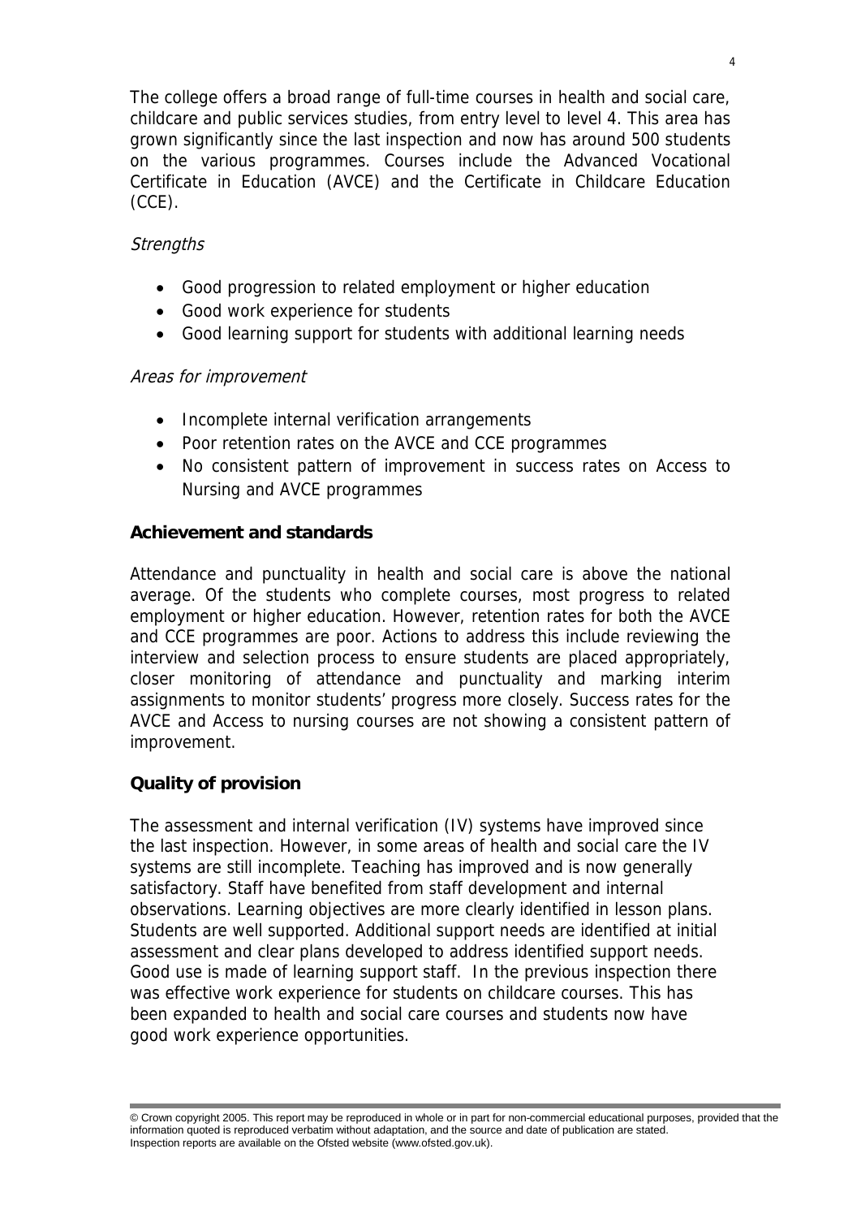The college offers a broad range of full-time courses in health and social care, childcare and public services studies, from entry level to level 4. This area has grown significantly since the last inspection and now has around 500 students on the various programmes. Courses include the Advanced Vocational Certificate in Education (AVCE) and the Certificate in Childcare Education (CCE).

*Strengths*

- Good progression to related employment or higher education
- Good work experience for students
- Good learning support for students with additional learning needs

*Areas for improvement*

- Incomplete internal verification arrangements
- Poor retention rates on the AVCE and CCE programmes
- No consistent pattern of improvement in success rates on Access to Nursing and AVCE programmes

### Achievement and standards

Attendance and punctuality in health and social care is above the national average. Of the students who complete courses, most progress to related employment or higher education. However, retention rates for both the AVCE and CCE programmes are poor. Actions to address this include reviewing the interview and selection process to ensure students are placed appropriately, closer monitoring of attendance and punctuality and marking interim assignments to monitor students' progress more closely. Success rates for the AVCE and Access to nursing courses are not showing a consistent pattern of improvement.

### Quality of provision

The assessment and internal verification (IV) systems have improved since the last inspection. However, in some areas of health and social care the IV systems are still incomplete. Teaching has improved and is now generally satisfactory. Staff have benefited from staff development and internal observations. Learning objectives are more clearly identified in lesson plans. Students are well supported. Additional support needs are identified at initial assessment and clear plans developed to address identified support needs. Good use is made of learning support staff. In the previous inspection there was effective work experience for students on childcare courses. This has been expanded to health and social care courses and students now have good work experience opportunities.

© Crown copyright 2005. This report may be reproduced in whole or in part for non-commercial educational purposes, provided that the information quoted is reproduced verbatim without adaptation, and the source and date of publication are stated.
Inspection reports are available on the Ofsted website (www.ofsted.gov.uk).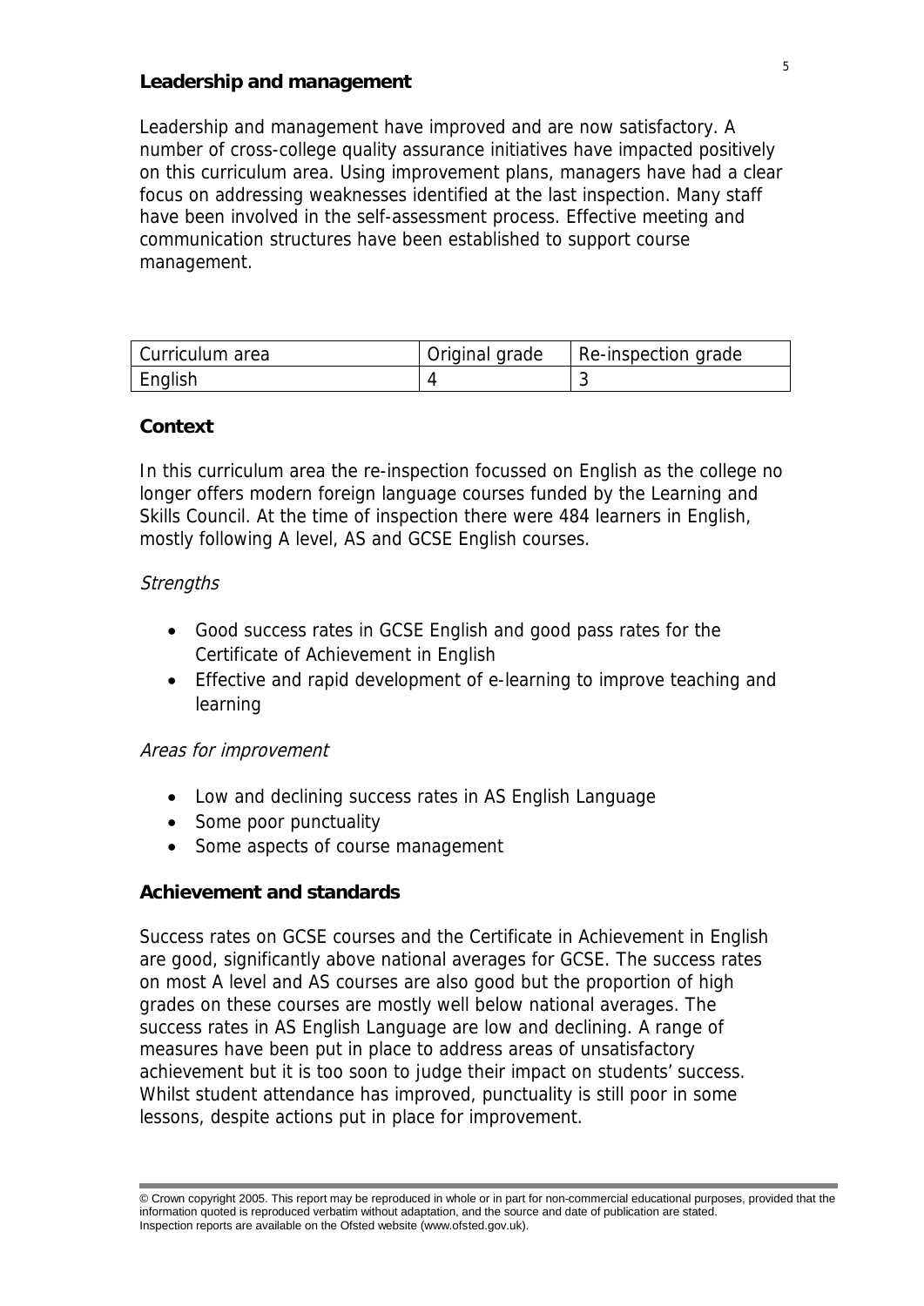### Leadership and management

Leadership and management have improved and are now satisfactory. A number of cross-college quality assurance initiatives have impacted positively on this curriculum area. Using improvement plans, managers have had a clear focus on addressing weaknesses identified at the last inspection. Many staff have been involved in the self-assessment process. Effective meeting and communication structures have been established to support course management.

| Curriculum area | Original grade | Re-inspection grade |
|---|---|---|
| English | 4 | 3 |

### Context

In this curriculum area the re-inspection focussed on English as the college no longer offers modern foreign language courses funded by the Learning and Skills Council. At the time of inspection there were 484 learners in English, mostly following A level, AS and GCSE English courses.

*Strengths*

- Good success rates in GCSE English and good pass rates for the Certificate of Achievement in English
- Effective and rapid development of e-learning to improve teaching and learning

*Areas for improvement*

- Low and declining success rates in AS English Language
- Some poor punctuality
- Some aspects of course management

### Achievement and standards

Success rates on GCSE courses and the Certificate in Achievement in English are good, significantly above national averages for GCSE. The success rates on most A level and AS courses are also good but the proportion of high grades on these courses are mostly well below national averages. The success rates in AS English Language are low and declining. A range of measures have been put in place to address areas of unsatisfactory achievement but it is too soon to judge their impact on students' success. Whilst student attendance has improved, punctuality is still poor in some lessons, despite actions put in place for improvement.

© Crown copyright 2005. This report may be reproduced in whole or in part for non-commercial educational purposes, provided that the information quoted is reproduced verbatim without adaptation, and the source and date of publication are stated. Inspection reports are available on the Ofsted website (www.ofsted.gov.uk).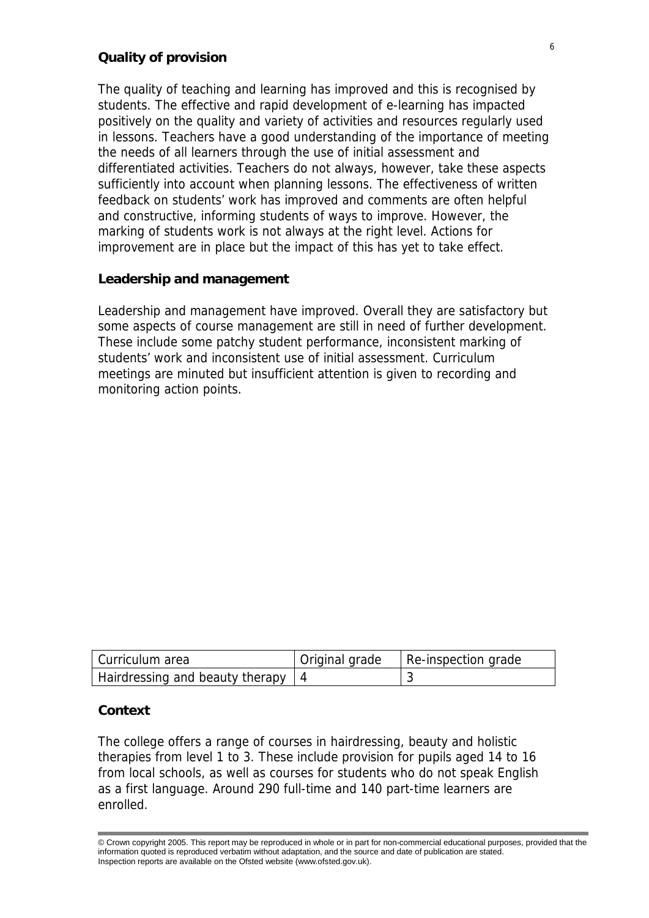### Quality of provision

The quality of teaching and learning has improved and this is recognised by students. The effective and rapid development of e-learning has impacted positively on the quality and variety of activities and resources regularly used in lessons. Teachers have a good understanding of the importance of meeting the needs of all learners through the use of initial assessment and differentiated activities. Teachers do not always, however, take these aspects sufficiently into account when planning lessons. The effectiveness of written feedback on students' work has improved and comments are often helpful and constructive, informing students of ways to improve. However, the marking of students work is not always at the right level. Actions for improvement are in place but the impact of this has yet to take effect.

### Leadership and management

Leadership and management have improved. Overall they are satisfactory but some aspects of course management are still in need of further development. These include some patchy student performance, inconsistent marking of students' work and inconsistent use of initial assessment. Curriculum meetings are minuted but insufficient attention is given to recording and monitoring action points.

| Curriculum area | Original grade | Re-inspection grade |
|---|---|---|
| Hairdressing and beauty therapy | 4 | 3 |

### Context

The college offers a range of courses in hairdressing, beauty and holistic therapies from level 1 to 3. These include provision for pupils aged 14 to 16 from local schools, as well as courses for students who do not speak English as a first language. Around 290 full-time and 140 part-time learners are enrolled.

© Crown copyright 2005. This report may be reproduced in whole or in part for non-commercial educational purposes, provided that the information quoted is reproduced verbatim without adaptation, and the source and date of publication are stated. Inspection reports are available on the Ofsted website (www.ofsted.gov.uk).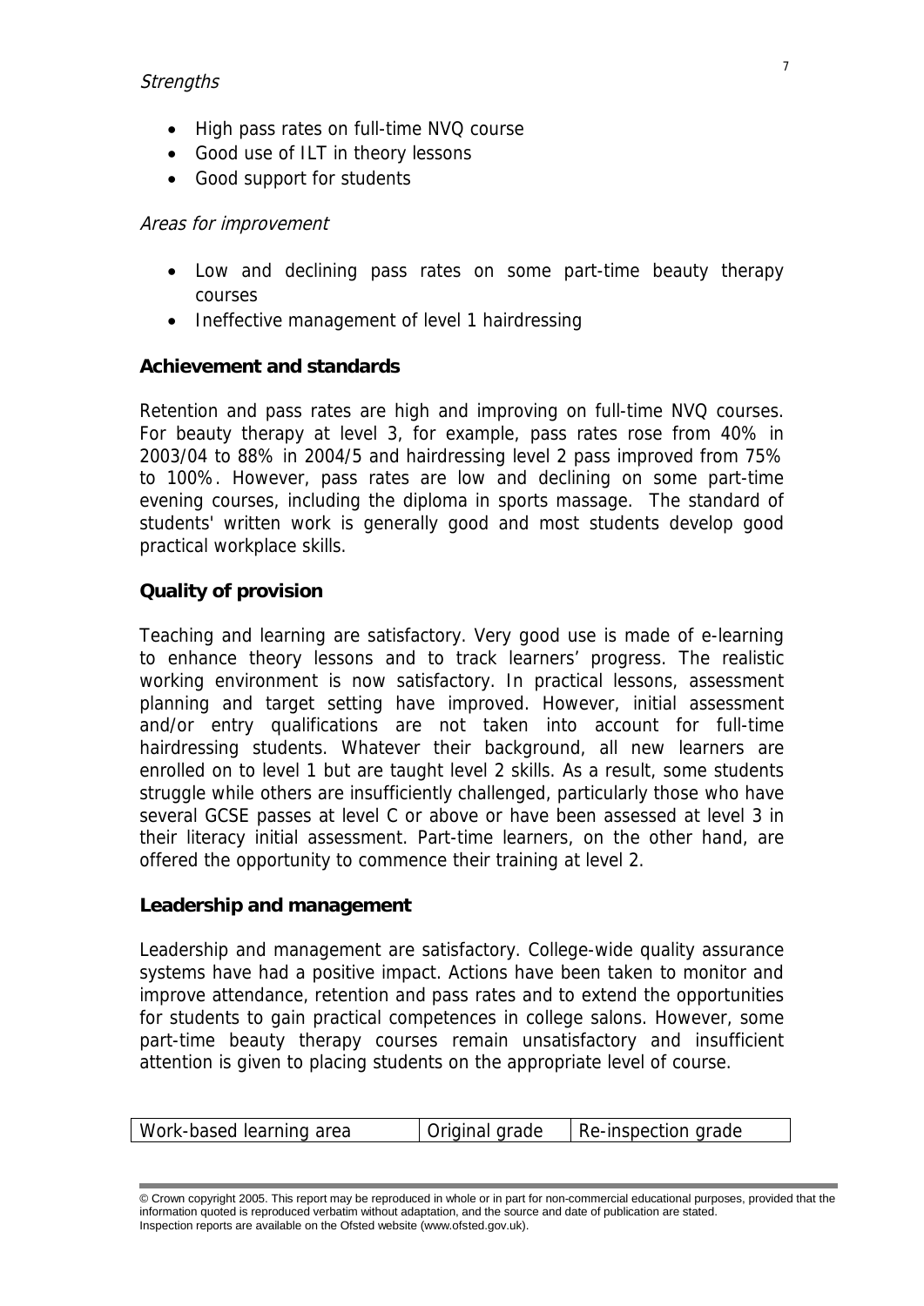*Strengths*

- High pass rates on full-time NVQ course
- Good use of ILT in theory lessons
- Good support for students

*Areas for improvement*

- Low and declining pass rates on some part-time beauty therapy courses
- Ineffective management of level 1 hairdressing

### Achievement and standards

Retention and pass rates are high and improving on full-time NVQ courses. For beauty therapy at level 3, for example, pass rates rose from 40% in 2003/04 to 88% in 2004/5 and hairdressing level 2 pass improved from 75% to 100%. However, pass rates are low and declining on some part-time evening courses, including the diploma in sports massage. The standard of students' written work is generally good and most students develop good practical workplace skills.

### Quality of provision

Teaching and learning are satisfactory. Very good use is made of e-learning to enhance theory lessons and to track learners' progress. The realistic working environment is now satisfactory. In practical lessons, assessment planning and target setting have improved. However, initial assessment and/or entry qualifications are not taken into account for full-time hairdressing students. Whatever their background, all new learners are enrolled on to level 1 but are taught level 2 skills. As a result, some students struggle while others are insufficiently challenged, particularly those who have several GCSE passes at level C or above or have been assessed at level 3 in their literacy initial assessment. Part-time learners, on the other hand, are offered the opportunity to commence their training at level 2.

### Leadership and management

Leadership and management are satisfactory. College-wide quality assurance systems have had a positive impact. Actions have been taken to monitor and improve attendance, retention and pass rates and to extend the opportunities for students to gain practical competences in college salons. However, some part-time beauty therapy courses remain unsatisfactory and insufficient attention is given to placing students on the appropriate level of course.

| Work-based learning area | Original grade | Re-inspection grade |
| --- | --- | --- |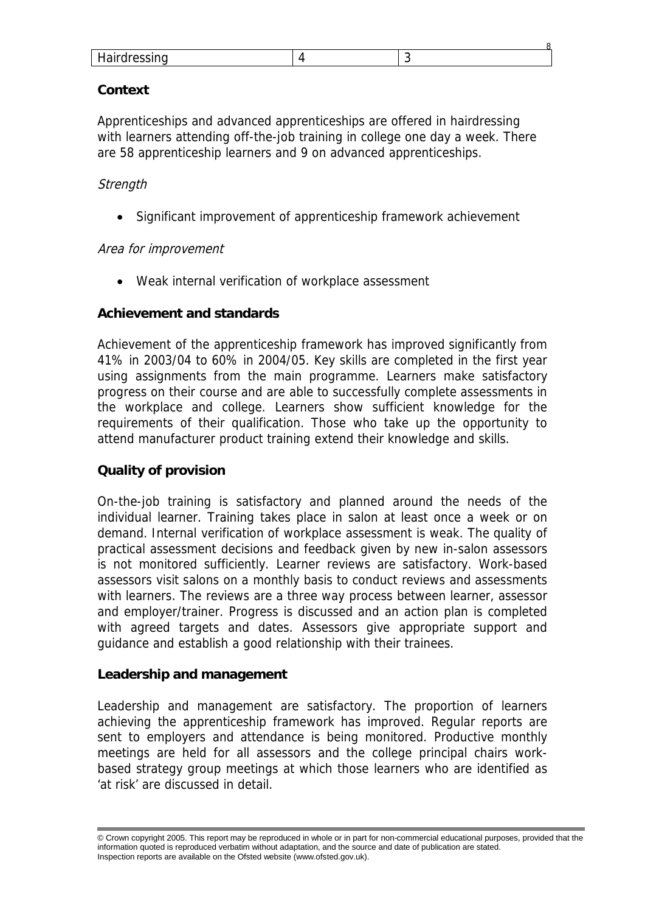| Hairdressing | 4 | 3 |
|---|---|---|

**Context**

Apprenticeships and advanced apprenticeships are offered in hairdressing with learners attending off-the-job training in college one day a week. There are 58 apprenticeship learners and 9 on advanced apprenticeships.

*Strength*

- Significant improvement of apprenticeship framework achievement

*Area for improvement*

- Weak internal verification of workplace assessment

**Achievement and standards**

Achievement of the apprenticeship framework has improved significantly from 41% in 2003/04 to 60% in 2004/05. Key skills are completed in the first year using assignments from the main programme. Learners make satisfactory progress on their course and are able to successfully complete assessments in the workplace and college. Learners show sufficient knowledge for the requirements of their qualification. Those who take up the opportunity to attend manufacturer product training extend their knowledge and skills.

**Quality of provision**

On-the-job training is satisfactory and planned around the needs of the individual learner. Training takes place in salon at least once a week or on demand. Internal verification of workplace assessment is weak. The quality of practical assessment decisions and feedback given by new in-salon assessors is not monitored sufficiently. Learner reviews are satisfactory. Work-based assessors visit salons on a monthly basis to conduct reviews and assessments with learners. The reviews are a three way process between learner, assessor and employer/trainer. Progress is discussed and an action plan is completed with agreed targets and dates. Assessors give appropriate support and guidance and establish a good relationship with their trainees.

**Leadership and management**

Leadership and management are satisfactory. The proportion of learners achieving the apprenticeship framework has improved. Regular reports are sent to employers and attendance is being monitored. Productive monthly meetings are held for all assessors and the college principal chairs work-based strategy group meetings at which those learners who are identified as 'at risk' are discussed in detail.

© Crown copyright 2005. This report may be reproduced in whole or in part for non-commercial educational purposes, provided that the information quoted is reproduced verbatim without adaptation, and the source and date of publication are stated.
Inspection reports are available on the Ofsted website (www.ofsted.gov.uk).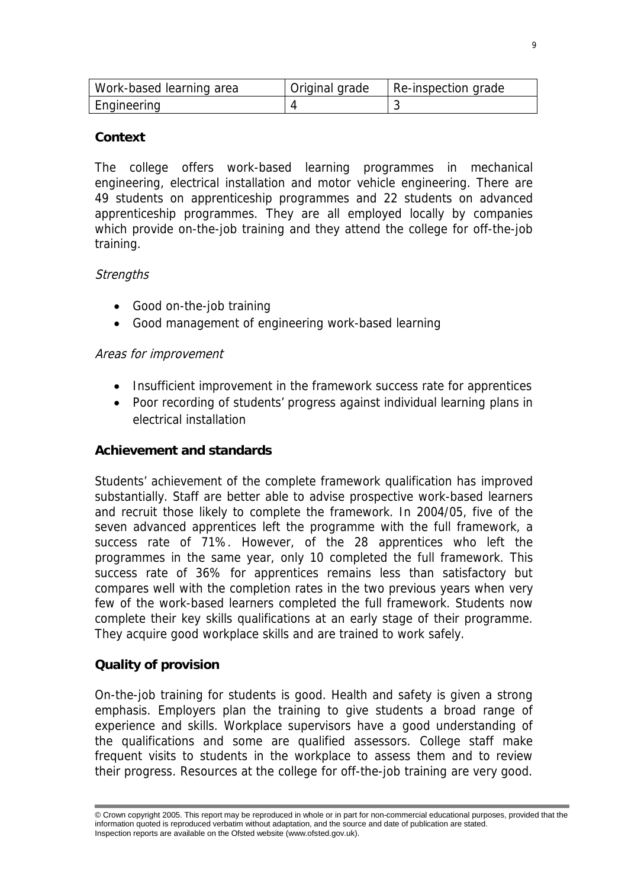| Work-based learning area | Original grade | Re-inspection grade |
|---|---|---|
| Engineering | 4 | 3 |

**Context**

The college offers work-based learning programmes in mechanical engineering, electrical installation and motor vehicle engineering. There are 49 students on apprenticeship programmes and 22 students on advanced apprenticeship programmes. They are all employed locally by companies which provide on-the-job training and they attend the college for off-the-job training.

*Strengths*

- Good on-the-job training
- Good management of engineering work-based learning

*Areas for improvement*

- Insufficient improvement in the framework success rate for apprentices
- Poor recording of students' progress against individual learning plans in electrical installation

**Achievement and standards**

Students' achievement of the complete framework qualification has improved substantially. Staff are better able to advise prospective work-based learners and recruit those likely to complete the framework. In 2004/05, five of the seven advanced apprentices left the programme with the full framework, a success rate of 71%. However, of the 28 apprentices who left the programmes in the same year, only 10 completed the full framework. This success rate of 36% for apprentices remains less than satisfactory but compares well with the completion rates in the two previous years when very few of the work-based learners completed the full framework. Students now complete their key skills qualifications at an early stage of their programme. They acquire good workplace skills and are trained to work safely.

**Quality of provision**

On-the-job training for students is good. Health and safety is given a strong emphasis. Employers plan the training to give students a broad range of experience and skills. Workplace supervisors have a good understanding of the qualifications and some are qualified assessors. College staff make frequent visits to students in the workplace to assess them and to review their progress. Resources at the college for off-the-job training are very good.

© Crown copyright 2005. This report may be reproduced in whole or in part for non-commercial educational purposes, provided that the information quoted is reproduced verbatim without adaptation, and the source and date of publication are stated.
Inspection reports are available on the Ofsted website (www.ofsted.gov.uk).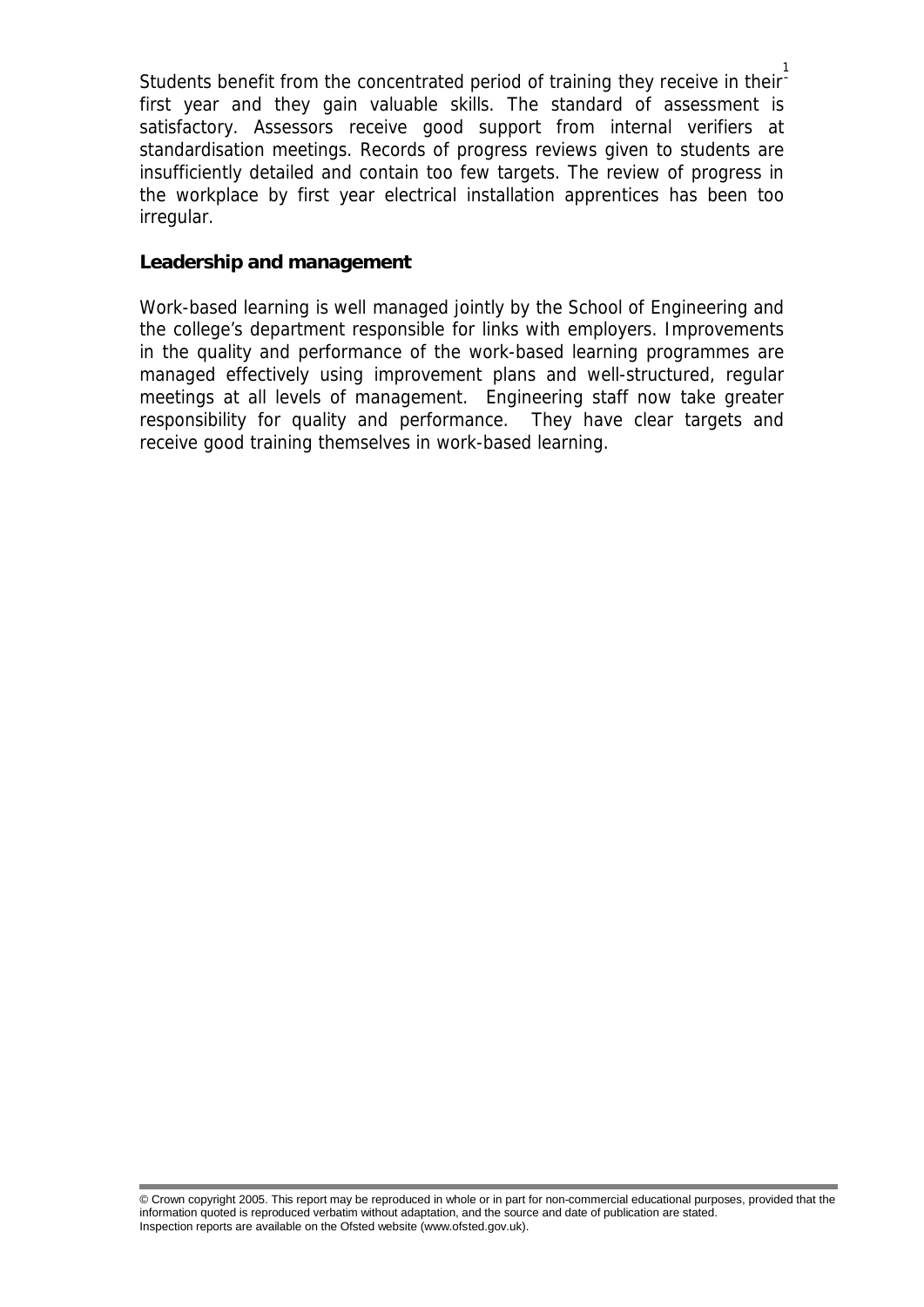Students benefit from the concentrated period of training they receive in their first year and they gain valuable skills. The standard of assessment is satisfactory. Assessors receive good support from internal verifiers at standardisation meetings. Records of progress reviews given to students are insufficiently detailed and contain too few targets. The review of progress in the workplace by first year electrical installation apprentices has been too irregular.

**Leadership and management**

Work-based learning is well managed jointly by the School of Engineering and the college's department responsible for links with employers. Improvements in the quality and performance of the work-based learning programmes are managed effectively using improvement plans and well-structured, regular meetings at all levels of management. Engineering staff now take greater responsibility for quality and performance. They have clear targets and receive good training themselves in work-based learning.

© Crown copyright 2005. This report may be reproduced in whole or in part for non-commercial educational purposes, provided that the information quoted is reproduced verbatim without adaptation, and the source and date of publication are stated.
Inspection reports are available on the Ofsted website (www.ofsted.gov.uk).